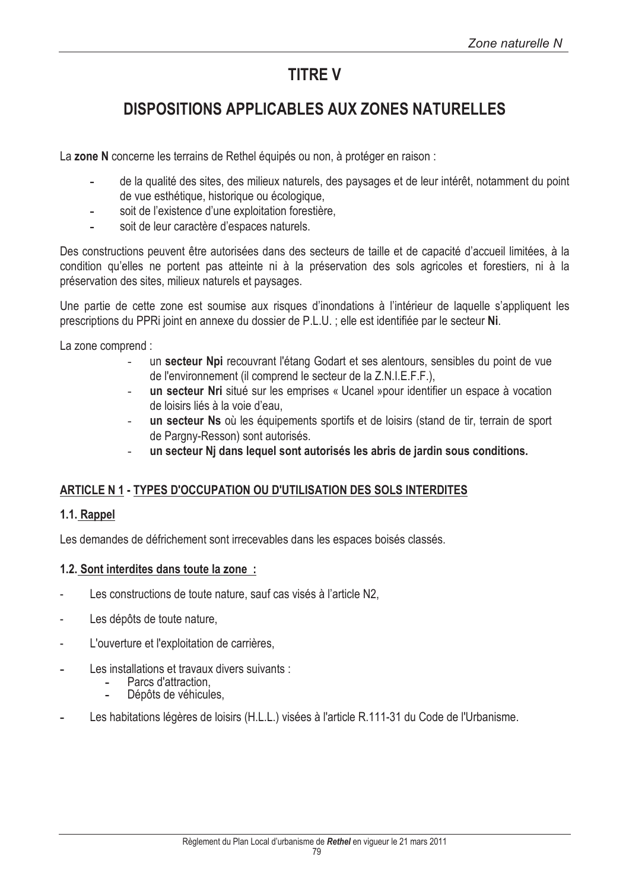# TITRE V

# DISPOSITIONS APPLICABLES AUX ZONES NATURELLES

La **zone N** concerne les terrains de Rethel équipés ou non, à protéger en raison :

- de la qualité des sites, des milieux naturels, des paysages et de leur intérêt, notamment du point de vue esthétique, historique ou écologique,
- soit de l'existence d'une exploitation forestière,
- soit de leur caractère d'espaces naturels.

Des constructions peuvent être autorisées dans des secteurs de taille et de capacité d'accueil limitées, à la condition qu'elles ne portent pas atteinte ni à la préservation des sols agricoles et forestiers, ni à la préservation des sites, milieux naturels et paysages.

Une partie de cette zone est soumise aux risques d'inondations à l'intérieur de laquelle s'appliquent les prescriptions du PPRi joint en annexe du dossier de P.L.U. ; elle est identifiée par le secteur **Ni**.

La zone comprend :

- un **secteur Npi** recouvrant l'étang Godart et ses alentours, sensibles du point de vue de l'environnement (il comprend le secteur de la Z.N.I.E.F.F.),
- **un secteur Nri** situé sur les emprises « Ucanel »pour identifier un espace à vocation de loisirs liés à la voie d'eau,
- **un secteur Ns** où les équipements sportifs et de loisirs (stand de tir, terrain de sport de Pargny-Resson) sont autorisés.
- **un secteur Nj dans lequel sont autorisés les abris de jardin sous conditions.**

## ARTICLE N 1 - TYPES D'OCCUPATION OU D'UTILISATION DES SOLS INTERDITES

### 1.1. Rappel

Les demandes de défrichement sont irrecevables dans les espaces boisés classés.

### 1.2. Sont interdites dans toute la zone :

- Les constructions de toute nature, sauf cas visés à l'article N2,
- Les dépôts de toute nature,
- L'ouverture et l'exploitation de carrières,
- Les installations et travaux divers suivants :
  - Parcs d'attraction,
  - Dépôts de véhicules,
- Les habitations légères de loisirs (H.L.L.) visées à l'article R.111-31 du Code de l'Urbanisme.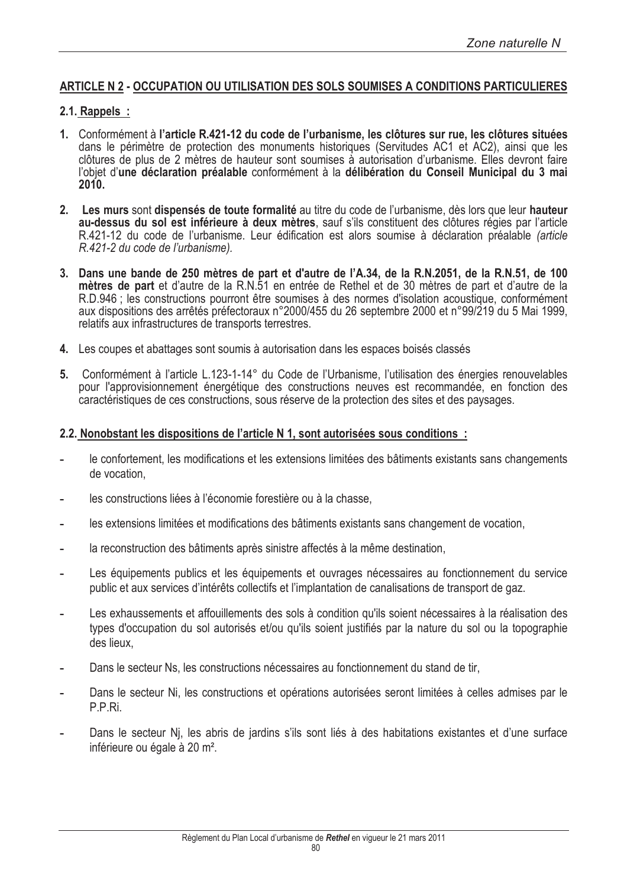## ARTICLE N 2 - OCCUPATION OU UTILISATION DES SOLS SOUMISES A CONDITIONS PARTICULIERES

### 2.1. Rappels :

1. Conformément à **l'article R.421-12 du code de l'urbanisme, les clôtures sur rue, les clôtures situées** dans le périmètre de protection des monuments historiques (Servitudes AC1 et AC2), ainsi que les clôtures de plus de 2 mètres de hauteur sont soumises à autorisation d'urbanisme. Elles devront faire l'objet d'**une déclaration préalable** conformément à la **délibération du Conseil Municipal du 3 mai 2010.**

2. **Les murs** sont **dispensés de toute formalité** au titre du code de l'urbanisme, dès lors que leur **hauteur au-dessus du sol est inférieure à deux mètres**, sauf s'ils constituent des clôtures régies par l'article R.421-12 du code de l'urbanisme. Leur édification est alors soumise à déclaration préalable *(article R.421-2 du code de l'urbanisme).*

3. **Dans une bande de 250 mètres de part et d'autre de l'A.34, de la R.N.2051, de la R.N.51, de 100 mètres de part** et d'autre de la R.N.51 en entrée de Rethel et de 30 mètres de part et d'autre de la R.D.946 ; les constructions pourront être soumises à des normes d'isolation acoustique, conformément aux dispositions des arrêtés préfectoraux n°2000/455 du 26 septembre 2000 et n°99/219 du 5 Mai 1999, relatifs aux infrastructures de transports terrestres.

4. Les coupes et abattages sont soumis à autorisation dans les espaces boisés classés

5. Conformément à l'article L.123-1-14° du Code de l'Urbanisme, l'utilisation des énergies renouvelables pour l'approvisionnement énergétique des constructions neuves est recommandée, en fonction des caractéristiques de ces constructions, sous réserve de la protection des sites et des paysages.

### 2.2. Nonobstant les dispositions de l'article N 1, sont autorisées sous conditions :

- le confortement, les modifications et les extensions limitées des bâtiments existants sans changements de vocation,
- les constructions liées à l'économie forestière ou à la chasse,
- les extensions limitées et modifications des bâtiments existants sans changement de vocation,
- la reconstruction des bâtiments après sinistre affectés à la même destination,
- Les équipements publics et les équipements et ouvrages nécessaires au fonctionnement du service public et aux services d'intérêts collectifs et l'implantation de canalisations de transport de gaz.
- Les exhaussements et affouillements des sols à condition qu'ils soient nécessaires à la réalisation des types d'occupation du sol autorisés et/ou qu'ils soient justifiés par la nature du sol ou la topographie des lieux,
- Dans le secteur Ns, les constructions nécessaires au fonctionnement du stand de tir,
- Dans le secteur Ni, les constructions et opérations autorisées seront limitées à celles admises par le P.P.Ri.
- Dans le secteur Nj, les abris de jardins s'ils sont liés à des habitations existantes et d'une surface inférieure ou égale à 20 m².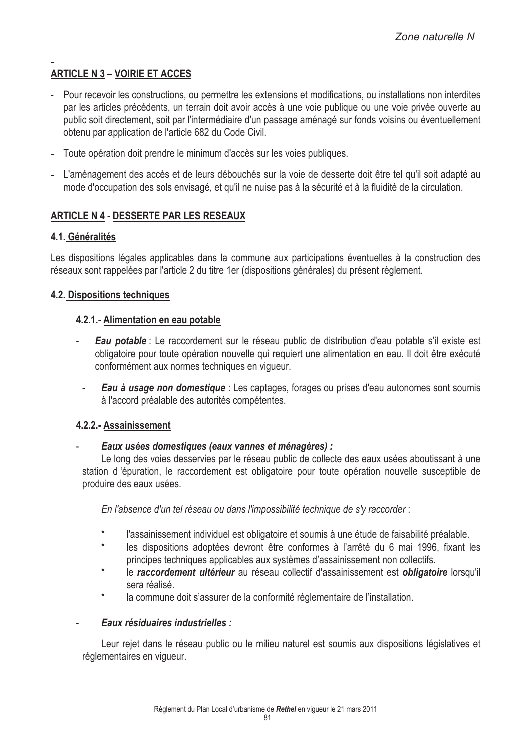## ARTICLE N 3 – VOIRIE ET ACCES

- Pour recevoir les constructions, ou permettre les extensions et modifications, ou installations non interdites par les articles précédents, un terrain doit avoir accès à une voie publique ou une voie privée ouverte au public soit directement, soit par l'intermédiaire d'un passage aménagé sur fonds voisins ou éventuellement obtenu par application de l'article 682 du Code Civil.
- Toute opération doit prendre le minimum d'accès sur les voies publiques.
- L'aménagement des accès et de leurs débouchés sur la voie de desserte doit être tel qu'il soit adapté au mode d'occupation des sols envisagé, et qu'il ne nuise pas à la sécurité et à la fluidité de la circulation.

## ARTICLE N 4 - DESSERTE PAR LES RESEAUX

### 4.1. Généralités

Les dispositions légales applicables dans la commune aux participations éventuelles à la construction des réseaux sont rappelées par l'article 2 du titre 1er (dispositions générales) du présent règlement.

### 4.2. Dispositions techniques

#### 4.2.1.- Alimentation en eau potable

- ***Eau potable*** : Le raccordement sur le réseau public de distribution d'eau potable s'il existe est obligatoire pour toute opération nouvelle qui requiert une alimentation en eau. Il doit être exécuté conformément aux normes techniques en vigueur.
- ***Eau à usage non domestique*** : Les captages, forages ou prises d'eau autonomes sont soumis à l'accord préalable des autorités compétentes.

#### 4.2.2.- Assainissement

- ***Eaux usées domestiques (eaux vannes et ménagères) :***

  Le long des voies desservies par le réseau public de collecte des eaux usées aboutissant à une station d 'épuration, le raccordement est obligatoire pour toute opération nouvelle susceptible de produire des eaux usées.

  *En l'absence d'un tel réseau ou dans l'impossibilité technique de s'y raccorder* :

  * l'assainissement individuel est obligatoire et soumis à une étude de faisabilité préalable.
  * les dispositions adoptées devront être conformes à l'arrêté du 6 mai 1996, fixant les principes techniques applicables aux systèmes d'assainissement non collectifs.
  * le ***raccordement ultérieur*** au réseau collectif d'assainissement est ***obligatoire*** lorsqu'il sera réalisé.
  * la commune doit s'assurer de la conformité réglementaire de l'installation.

- ***Eaux résiduaires industrielles :***

  Leur rejet dans le réseau public ou le milieu naturel est soumis aux dispositions législatives et réglementaires en vigueur.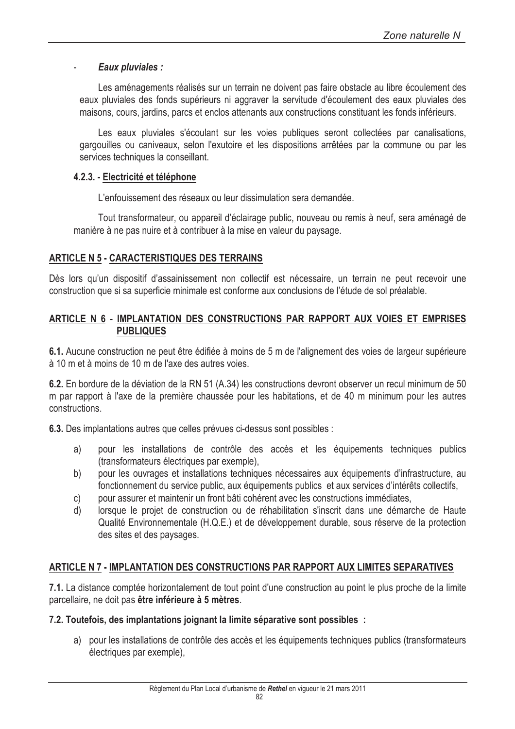- ***Eaux pluviales :***

Les aménagements réalisés sur un terrain ne doivent pas faire obstacle au libre écoulement des eaux pluviales des fonds supérieurs ni aggraver la servitude d'écoulement des eaux pluviales des maisons, cours, jardins, parcs et enclos attenants aux constructions constituant les fonds inférieurs.

Les eaux pluviales s'écoulant sur les voies publiques seront collectées par canalisations, gargouilles ou caniveaux, selon l'exutoire et les dispositions arrêtées par la commune ou par les services techniques la conseillant.

#### 4.2.3. - Electricité et téléphone

L'enfouissement des réseaux ou leur dissimulation sera demandée.

Tout transformateur, ou appareil d'éclairage public, nouveau ou remis à neuf, sera aménagé de manière à ne pas nuire et à contribuer à la mise en valeur du paysage.

## ARTICLE N 5 - CARACTERISTIQUES DES TERRAINS

Dès lors qu'un dispositif d'assainissement non collectif est nécessaire, un terrain ne peut recevoir une construction que si sa superficie minimale est conforme aux conclusions de l'étude de sol préalable.

## ARTICLE N 6 - IMPLANTATION DES CONSTRUCTIONS PAR RAPPORT AUX VOIES ET EMPRISES PUBLIQUES

**6.1.** Aucune construction ne peut être édifiée à moins de 5 m de l'alignement des voies de largeur supérieure à 10 m et à moins de 10 m de l'axe des autres voies.

**6.2.** En bordure de la déviation de la RN 51 (A.34) les constructions devront observer un recul minimum de 50 m par rapport à l'axe de la première chaussée pour les habitations, et de 40 m minimum pour les autres constructions.

**6.3.** Des implantations autres que celles prévues ci-dessus sont possibles :

a) pour les installations de contrôle des accès et les équipements techniques publics (transformateurs électriques par exemple),
b) pour les ouvrages et installations techniques nécessaires aux équipements d'infrastructure, au fonctionnement du service public, aux équipements publics et aux services d'intérêts collectifs,
c) pour assurer et maintenir un front bâti cohérent avec les constructions immédiates,
d) lorsque le projet de construction ou de réhabilitation s'inscrit dans une démarche de Haute Qualité Environnementale (H.Q.E.) et de développement durable, sous réserve de la protection des sites et des paysages.

## ARTICLE N 7 - IMPLANTATION DES CONSTRUCTIONS PAR RAPPORT AUX LIMITES SEPARATIVES

**7.1.** La distance comptée horizontalement de tout point d'une construction au point le plus proche de la limite parcellaire, ne doit pas **être inférieure à 5 mètres**.

**7.2. Toutefois, des implantations joignant la limite séparative sont possibles :**

a) pour les installations de contrôle des accès et les équipements techniques publics (transformateurs électriques par exemple),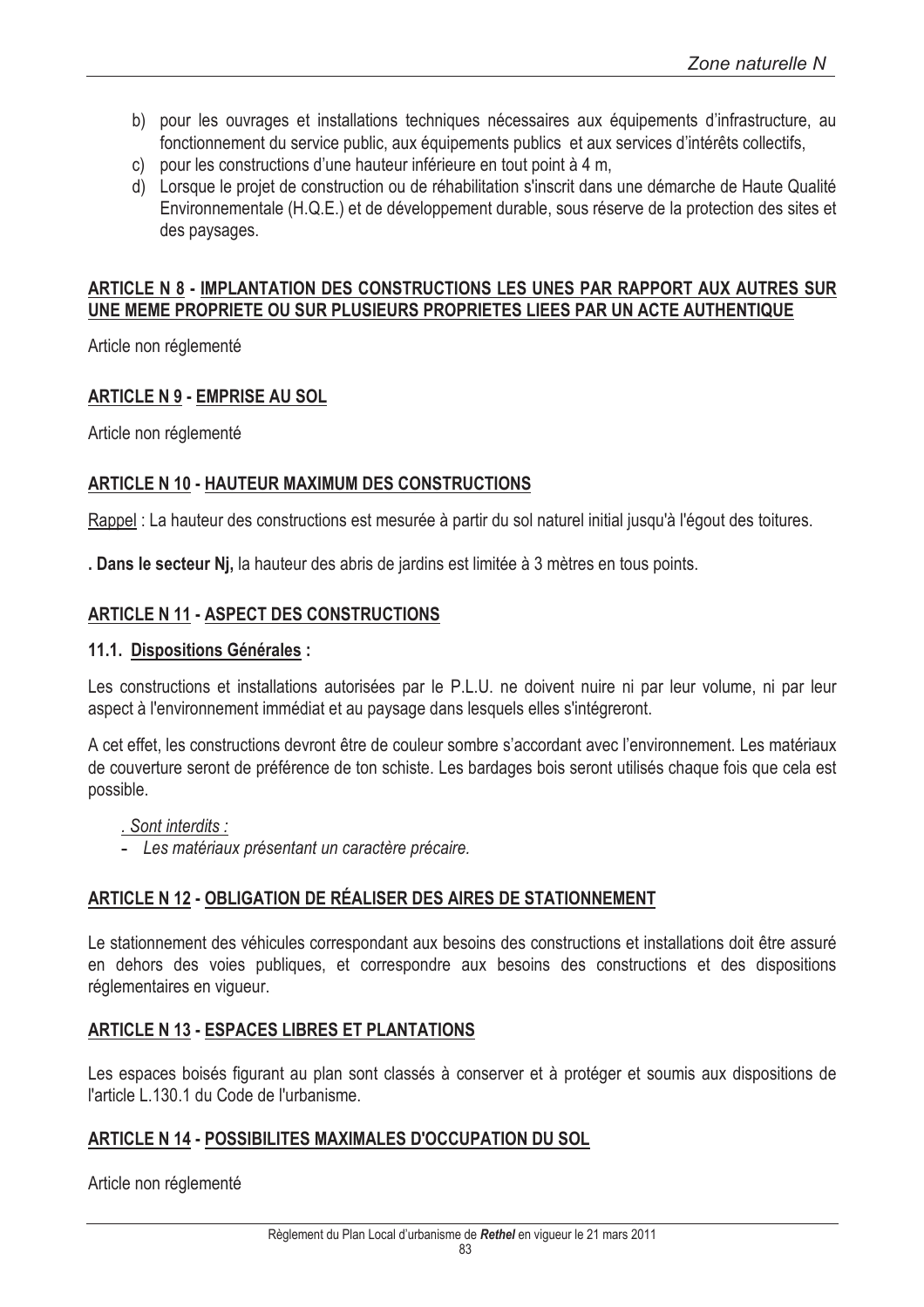b) pour les ouvrages et installations techniques nécessaires aux équipements d'infrastructure, au fonctionnement du service public, aux équipements publics et aux services d'intérêts collectifs,
c) pour les constructions d'une hauteur inférieure en tout point à 4 m,
d) Lorsque le projet de construction ou de réhabilitation s'inscrit dans une démarche de Haute Qualité Environnementale (H.Q.E.) et de développement durable, sous réserve de la protection des sites et des paysages.

## ARTICLE N 8 - IMPLANTATION DES CONSTRUCTIONS LES UNES PAR RAPPORT AUX AUTRES SUR UNE MEME PROPRIETE OU SUR PLUSIEURS PROPRIETES LIEES PAR UN ACTE AUTHENTIQUE

Article non réglementé

## ARTICLE N 9 - EMPRISE AU SOL

Article non réglementé

## ARTICLE N 10 - HAUTEUR MAXIMUM DES CONSTRUCTIONS

Rappel : La hauteur des constructions est mesurée à partir du sol naturel initial jusqu'à l'égout des toitures.

**. Dans le secteur Nj,** la hauteur des abris de jardins est limitée à 3 mètres en tous points.

## ARTICLE N 11 - ASPECT DES CONSTRUCTIONS

### 11.1. Dispositions Générales :

Les constructions et installations autorisées par le P.L.U. ne doivent nuire ni par leur volume, ni par leur aspect à l'environnement immédiat et au paysage dans lesquels elles s'intégreront.

A cet effet, les constructions devront être de couleur sombre s'accordant avec l'environnement. Les matériaux de couverture seront de préférence de ton schiste. Les bardages bois seront utilisés chaque fois que cela est possible.

*. Sont interdits :*

- *Les matériaux présentant un caractère précaire.*

## ARTICLE N 12 - OBLIGATION DE RÉALISER DES AIRES DE STATIONNEMENT

Le stationnement des véhicules correspondant aux besoins des constructions et installations doit être assuré en dehors des voies publiques, et correspondre aux besoins des constructions et des dispositions réglementaires en vigueur.

## ARTICLE N 13 - ESPACES LIBRES ET PLANTATIONS

Les espaces boisés figurant au plan sont classés à conserver et à protéger et soumis aux dispositions de l'article L.130.1 du Code de l'urbanisme.

## ARTICLE N 14 - POSSIBILITES MAXIMALES D'OCCUPATION DU SOL

Article non réglementé